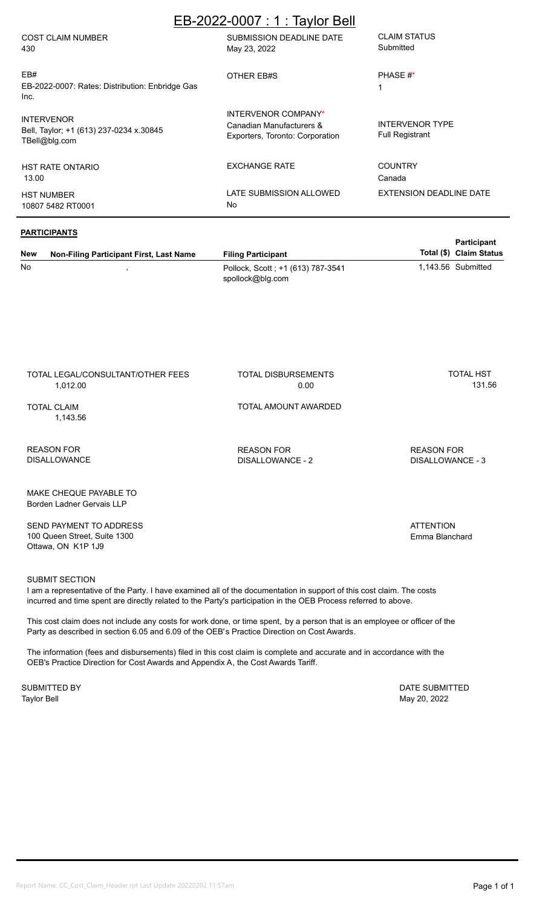# EB-2022-0007 : 1 : Taylor Bell

| COST CLAIM NUMBER | SUBMISSION DEADLINE DATE | CLAIM STATUS |
|---|---|---|
| 430 | May 23, 2022 | Submitted |
| **EB#** | **OTHER EB#S** | **PHASE #*** |
| EB-2022-0007: Rates: Distribution: Enbridge Gas Inc. | | 1 |
| **INTERVENOR** | **INTERVENOR COMPANY*** | **INTERVENOR TYPE** |
| Bell, Taylor; +1 (613) 237-0234 x.30845 TBell@blg.com | Canadian Manufacturers & Exporters, Toronto: Corporation | Full Registrant |
| **HST RATE ONTARIO** | **EXCHANGE RATE** | **COUNTRY** |
| 13.00 | | Canada |
| **HST NUMBER** | **LATE SUBMISSION ALLOWED** | **EXTENSION DEADLINE DATE** |
| 10807 5482 RT0001 | No | |

## PARTICIPANTS

| New | Non-Filing Participant First, Last Name | Filing Participant | Participant Total ($) | Claim Status |
|---|---|---|---|---|
| No | , | Pollock, Scott ; +1 (613) 787-3541 spollock@blg.com | 1,143.56 | Submitted |

| TOTAL LEGAL/CONSULTANT/OTHER FEES | TOTAL DISBURSEMENTS | TOTAL HST |
|---|---|---|
| 1,012.00 | 0.00 | 131.56 |
| **TOTAL CLAIM** | **TOTAL AMOUNT AWARDED** | |
| 1,143.56 | | |
| **REASON FOR DISALLOWANCE** | **REASON FOR DISALLOWANCE - 2** | **REASON FOR DISALLOWANCE - 3** |
| | | |

MAKE CHEQUE PAYABLE TO
Borden Ladner Gervais LLP

SEND PAYMENT TO ADDRESS
100 Queen Street, Suite 1300
Ottawa, ON K1P 1J9

ATTENTION
Emma Blanchard

SUBMIT SECTION

I am a representative of the Party. I have examined all of the documentation in support of this cost claim. The costs incurred and time spent are directly related to the Party's participation in the OEB Process referred to above.

This cost claim does not include any costs for work done, or time spent, by a person that is an employee or officer of the Party as described in section 6.05 and 6.09 of the OEB's Practice Direction on Cost Awards.

The information (fees and disbursements) filed in this cost claim is complete and accurate and in accordance with the OEB's Practice Direction for Cost Awards and Appendix A, the Cost Awards Tariff.

SUBMITTED BY
Taylor Bell

DATE SUBMITTED
May 20, 2022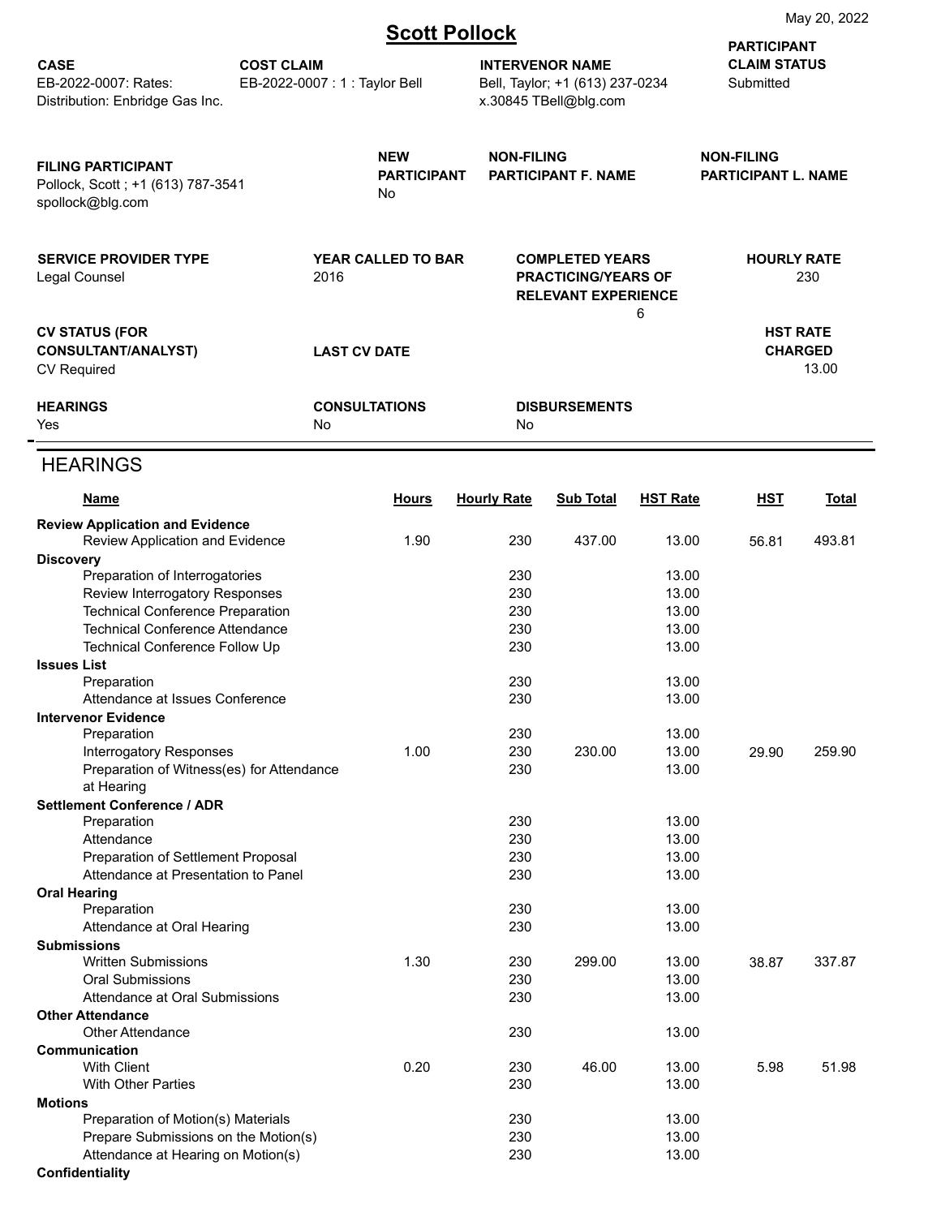May 20, 2022

# Scott Pollock

| CASE | COST CLAIM | INTERVENOR NAME | PARTICIPANT CLAIM STATUS |
|---|---|---|---|
| EB-2022-0007: Rates: Distribution: Enbridge Gas Inc. | EB-2022-0007 : 1 : Taylor Bell | Bell, Taylor; +1 (613) 237-0234 x.30845 TBell@blg.com | Submitted |

| FILING PARTICIPANT | NEW PARTICIPANT | NON-FILING PARTICIPANT F. NAME | NON-FILING PARTICIPANT L. NAME |
|---|---|---|---|
| Pollock, Scott ; +1 (613) 787-3541 spollock@blg.com | No | | |

| SERVICE PROVIDER TYPE | YEAR CALLED TO BAR | COMPLETED YEARS PRACTICING/YEARS OF RELEVANT EXPERIENCE | HOURLY RATE |
|---|---|---|---|
| Legal Counsel | 2016 | 6 | 230 |

| CV STATUS (FOR CONSULTANT/ANALYST) | LAST CV DATE | HST RATE CHARGED |
|---|---|---|
| CV Required | | 13.00 |

| HEARINGS | CONSULTATIONS | DISBURSEMENTS |
|---|---|---|
| Yes | No | No |

## HEARINGS

| Name | Hours | Hourly Rate | Sub Total | HST Rate | HST | Total |
|---|---|---|---|---|---|---|
| **Review Application and Evidence** | | | | | | |
| Review Application and Evidence | 1.90 | 230 | 437.00 | 13.00 | 56.81 | 493.81 |
| **Discovery** | | | | | | |
| Preparation of Interrogatories | | 230 | | 13.00 | | |
| Review Interrogatory Responses | | 230 | | 13.00 | | |
| Technical Conference Preparation | | 230 | | 13.00 | | |
| Technical Conference Attendance | | 230 | | 13.00 | | |
| Technical Conference Follow Up | | 230 | | 13.00 | | |
| **Issues List** | | | | | | |
| Preparation | | 230 | | 13.00 | | |
| Attendance at Issues Conference | | 230 | | 13.00 | | |
| **Intervenor Evidence** | | | | | | |
| Preparation | | 230 | | 13.00 | | |
| Interrogatory Responses | 1.00 | 230 | 230.00 | 13.00 | 29.90 | 259.90 |
| Preparation of Witness(es) for Attendance at Hearing | | 230 | | 13.00 | | |
| **Settlement Conference / ADR** | | | | | | |
| Preparation | | 230 | | 13.00 | | |
| Attendance | | 230 | | 13.00 | | |
| Preparation of Settlement Proposal | | 230 | | 13.00 | | |
| Attendance at Presentation to Panel | | 230 | | 13.00 | | |
| **Oral Hearing** | | | | | | |
| Preparation | | 230 | | 13.00 | | |
| Attendance at Oral Hearing | | 230 | | 13.00 | | |
| **Submissions** | | | | | | |
| Written Submissions | 1.30 | 230 | 299.00 | 13.00 | 38.87 | 337.87 |
| Oral Submissions | | 230 | | 13.00 | | |
| Attendance at Oral Submissions | | 230 | | 13.00 | | |
| **Other Attendance** | | | | | | |
| Other Attendance | | 230 | | 13.00 | | |
| **Communication** | | | | | | |
| With Client | 0.20 | 230 | 46.00 | 13.00 | 5.98 | 51.98 |
| With Other Parties | | 230 | | 13.00 | | |
| **Motions** | | | | | | |
| Preparation of Motion(s) Materials | | 230 | | 13.00 | | |
| Prepare Submissions on the Motion(s) | | 230 | | 13.00 | | |
| Attendance at Hearing on Motion(s) | | 230 | | 13.00 | | |
| **Confidentiality** | | | | | | |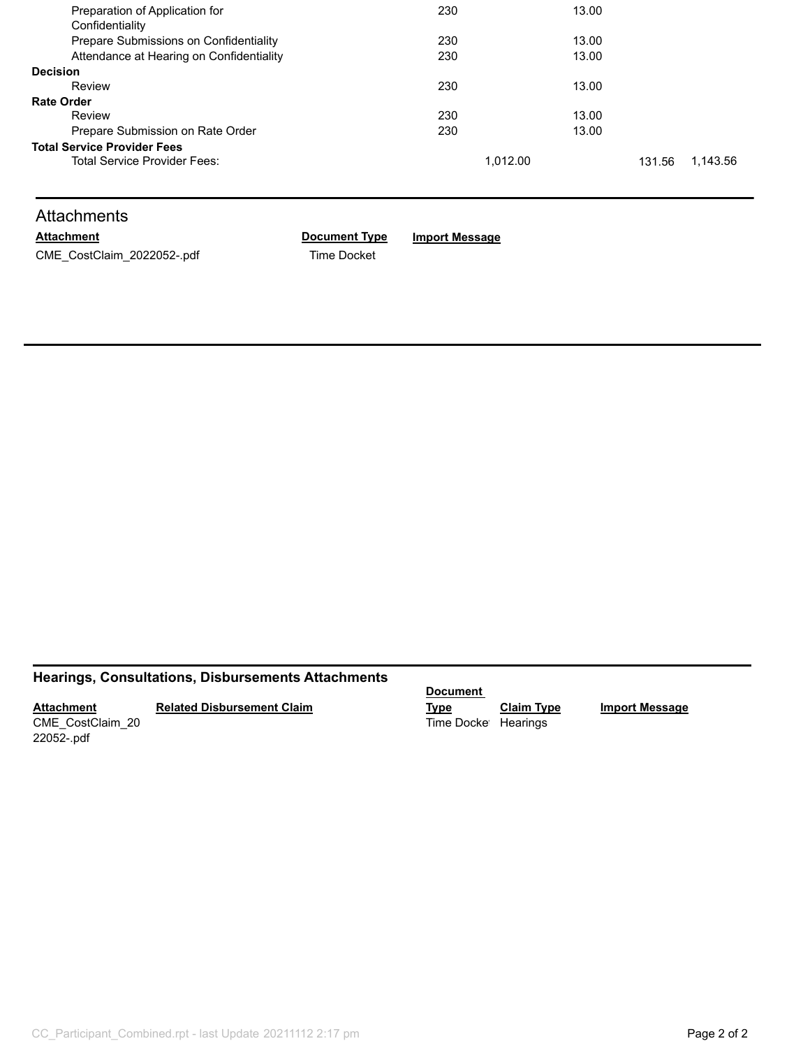| | | | | |
|---|---|---|---|---|
| Preparation of Application for Confidentiality | 230 | 13.00 | | |
| Prepare Submissions on Confidentiality | 230 | 13.00 | | |
| Attendance at Hearing on Confidentiality | 230 | 13.00 | | |
| **Decision** | | | | |
| Review | 230 | 13.00 | | |
| **Rate Order** | | | | |
| Review | 230 | 13.00 | | |
| Prepare Submission on Rate Order | 230 | 13.00 | | |
| **Total Service Provider Fees** | | | | |
| Total Service Provider Fees: | 1,012.00 | | 131.56 | 1,143.56 |

## Attachments

| Attachment | Document Type | Import Message |
|---|---|---|
| CME_CostClaim_2022052-.pdf | Time Docket | |

## Hearings, Consultations, Disbursements Attachments

| Attachment | Related Disbursement Claim | Document Type | Claim Type | Import Message |
|---|---|---|---|---|
| CME_CostClaim_2022052-.pdf | | Time Docket | Hearings | |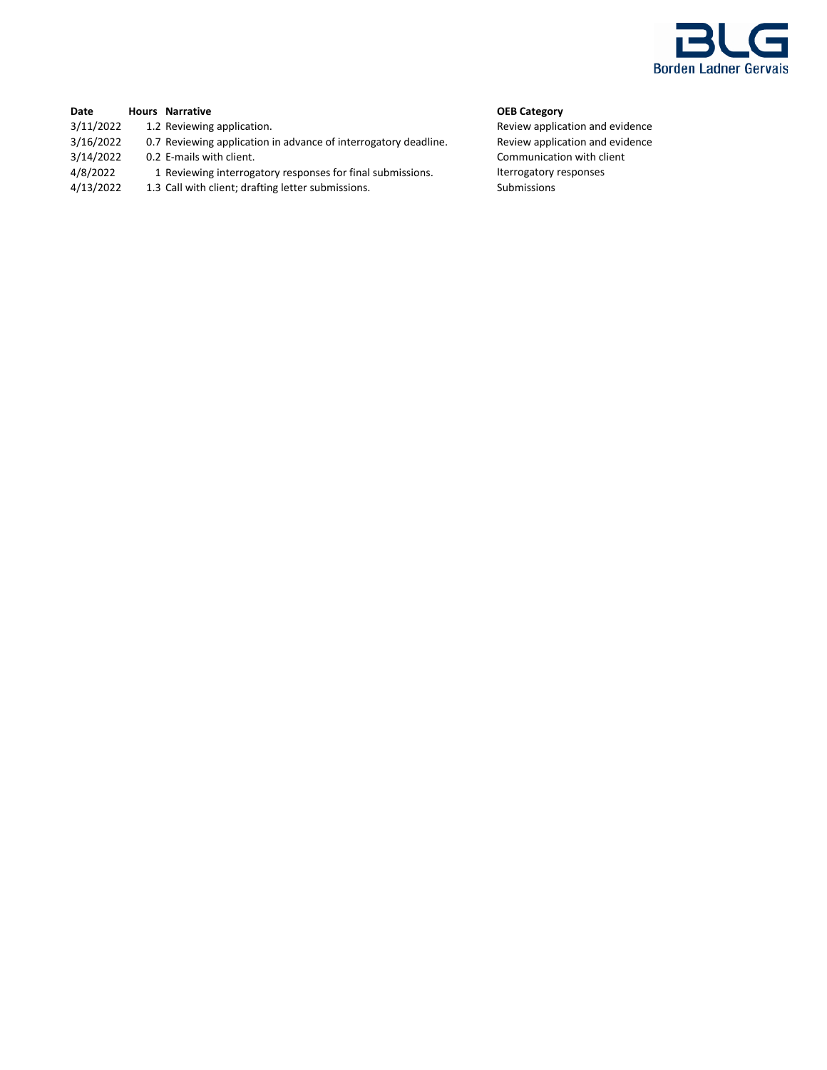Borden Ladner Gervais

| Date | Hours | Narrative | OEB Category |
|---|---|---|---|
| 3/11/2022 | 1.2 | Reviewing application. | Review application and evidence |
| 3/16/2022 | 0.7 | Reviewing application in advance of interrogatory deadline. | Review application and evidence |
| 3/14/2022 | 0.2 | E-mails with client. | Communication with client |
| 4/8/2022 | 1 | Reviewing interrogatory responses for final submissions. | Iterrogatory responses |
| 4/13/2022 | 1.3 | Call with client; drafting letter submissions. | Submissions |